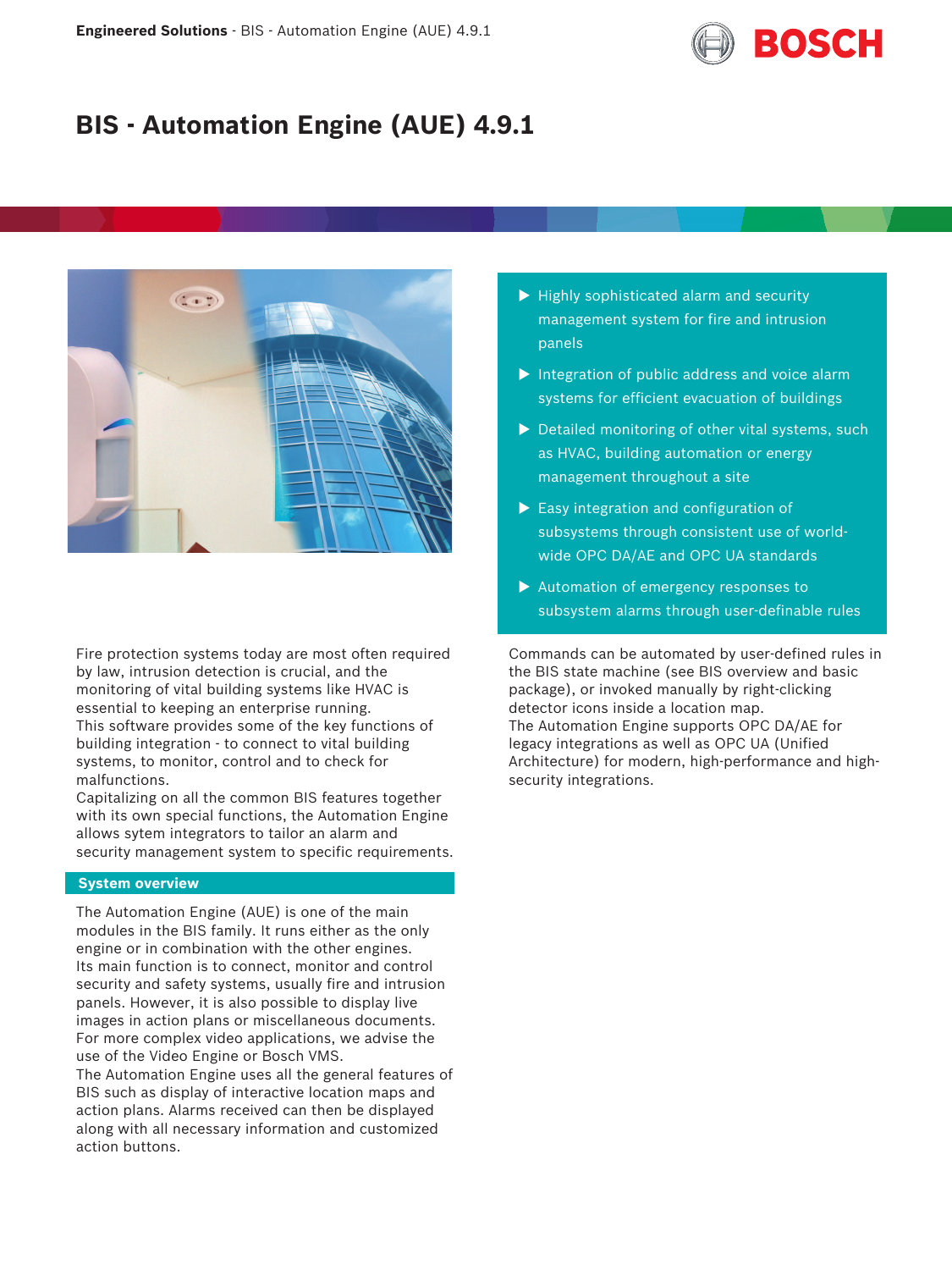# BIS - Automation Engine (AUE) 4.9.1

- Highly sophisticated alarm and security management system for fire and intrusion panels
- Integration of public address and voice alarm systems for efficient evacuation of buildings
- Detailed monitoring of other vital systems, such as HVAC, building automation or energy management throughout a site
- Easy integration and configuration of subsystems through consistent use of world-wide OPC DA/AE and OPC UA standards
- Automation of emergency responses to subsystem alarms through user-definable rules

Fire protection systems today are most often required by law, intrusion detection is crucial, and the monitoring of vital building systems like HVAC is essential to keeping an enterprise running.
This software provides some of the key functions of building integration - to connect to vital building systems, to monitor, control and to check for malfunctions.
Capitalizing on all the common BIS features together with its own special functions, the Automation Engine allows sytem integrators to tailor an alarm and security management system to specific requirements.

## System overview

The Automation Engine (AUE) is one of the main modules in the BIS family. It runs either as the only engine or in combination with the other engines.
Its main function is to connect, monitor and control security and safety systems, usually fire and intrusion panels. However, it is also possible to display live images in action plans or miscellaneous documents. For more complex video applications, we advise the use of the Video Engine or Bosch VMS.
The Automation Engine uses all the general features of BIS such as display of interactive location maps and action plans. Alarms received can then be displayed along with all necessary information and customized action buttons.

Commands can be automated by user-defined rules in the BIS state machine (see BIS overview and basic package), or invoked manually by right-clicking detector icons inside a location map.
The Automation Engine supports OPC DA/AE for legacy integrations as well as OPC UA (Unified Architecture) for modern, high-performance and high-security integrations.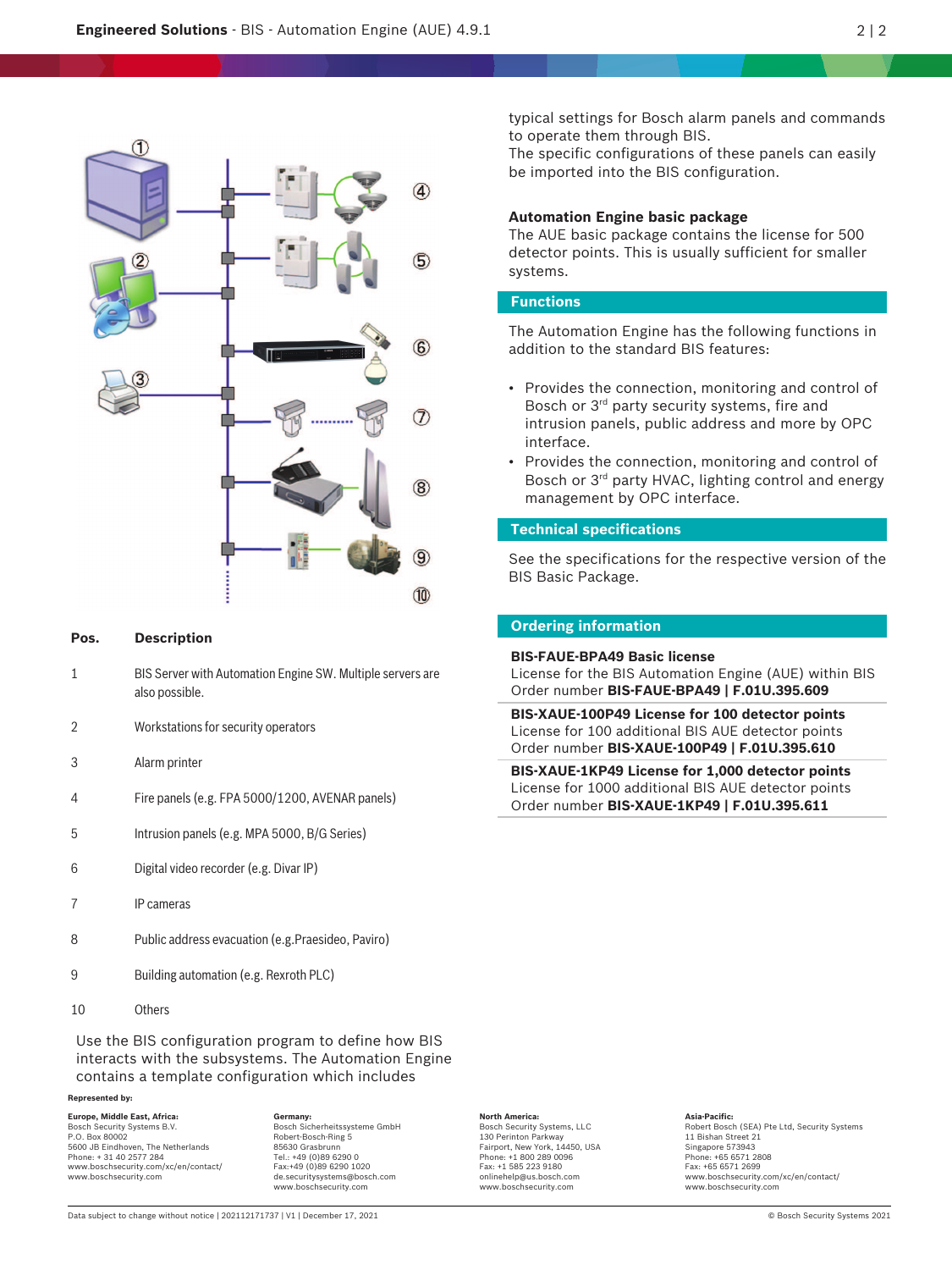| Pos. | Description |
| --- | --- |
| 1 | BIS Server with Automation Engine SW. Multiple servers are also possible. |
| 2 | Workstations for security operators |
| 3 | Alarm printer |
| 4 | Fire panels (e.g. FPA 5000/1200, AVENAR panels) |
| 5 | Intrusion panels (e.g. MPA 5000, B/G Series) |
| 6 | Digital video recorder (e.g. Divar IP) |
| 7 | IP cameras |
| 8 | Public address evacuation (e.g.Praesideo, Paviro) |
| 9 | Building automation (e.g. Rexroth PLC) |
| 10 | Others |

Use the BIS configuration program to define how BIS interacts with the subsystems. The Automation Engine contains a template configuration which includes typical settings for Bosch alarm panels and commands to operate them through BIS.
The specific configurations of these panels can easily be imported into the BIS configuration.

### Automation Engine basic package

The AUE basic package contains the license for 500 detector points. This is usually sufficient for smaller systems.

## Functions

The Automation Engine has the following functions in addition to the standard BIS features:

- Provides the connection, monitoring and control of Bosch or 3rd party security systems, fire and intrusion panels, public address and more by OPC interface.
- Provides the connection, monitoring and control of Bosch or 3rd party HVAC, lighting control and energy management by OPC interface.

## Technical specifications

See the specifications for the respective version of the BIS Basic Package.

## Ordering information

**BIS-FAUE-BPA49 Basic license**
License for the BIS Automation Engine (AUE) within BIS
Order number **BIS-FAUE-BPA49 | F.01U.395.609**

**BIS-XAUE-100P49 License for 100 detector points**
License for 100 additional BIS AUE detector points
Order number **BIS-XAUE-100P49 | F.01U.395.610**

**BIS-XAUE-1KP49 License for 1,000 detector points**
License for 1000 additional BIS AUE detector points
Order number **BIS-XAUE-1KP49 | F.01U.395.611**

**Represented by:**

**Europe, Middle East, Africa:**
Bosch Security Systems B.V.
P.O. Box 80002
5600 JB Eindhoven, The Netherlands
Phone: + 31 40 2577 284
www.boschsecurity.com/xc/en/contact/
www.boschsecurity.com

**Germany:**
Bosch Sicherheitssysteme GmbH
Robert-Bosch-Ring 5
85630 Grasbrunn
Tel.: +49 (0)89 6290 0
Fax:+49 (0)89 6290 1020
de.securitysystems@bosch.com
www.boschsecurity.com

**North America:**
Bosch Security Systems, LLC
130 Perinton Parkway
Fairport, New York, 14450, USA
Phone: +1 800 289 0096
Fax: +1 585 223 9180
onlinehelp@us.bosch.com
www.boschsecurity.com

**Asia-Pacific:**
Robert Bosch (SEA) Pte Ltd, Security Systems
11 Bishan Street 21
Singapore 573943
Phone: +65 6571 2808
Fax: +65 6571 2699
www.boschsecurity.com/xc/en/contact/
www.boschsecurity.com

Data subject to change without notice | 202112171737 | V1 | December 17, 2021

© Bosch Security Systems 2021